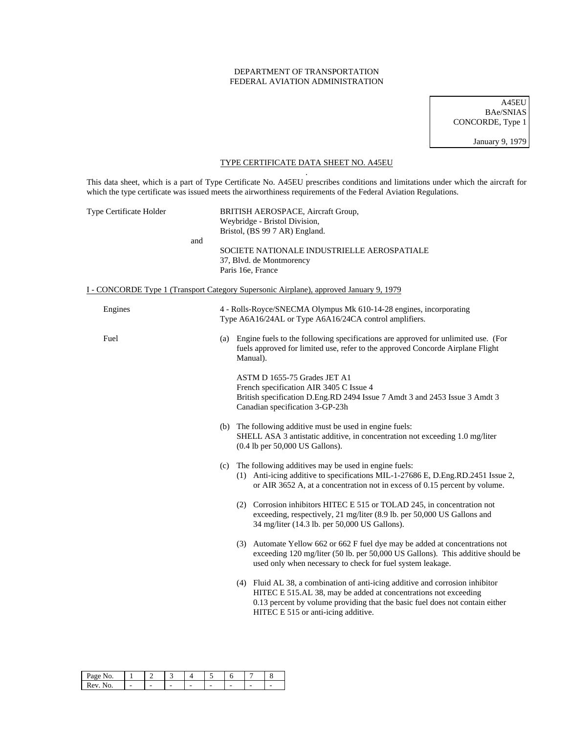DEPARTMENT OF TRANSPORTATION
FEDERAL AVIATION ADMINISTRATION

A45EU
BAe/SNIAS
CONCORDE, Type 1

January 9, 1979

## TYPE CERTIFICATE DATA SHEET NO. A45EU

This data sheet, which is a part of Type Certificate No. A45EU prescribes conditions and limitations under which the aircraft for which the type certificate was issued meets the airworthiness requirements of the Federal Aviation Regulations.

Type Certificate Holder

BRITISH AEROSPACE, Aircraft Group,
Weybridge - Bristol Division,
Bristol, (BS 99 7 AR) England.

and

SOCIETE NATIONALE INDUSTRIELLE AEROSPATIALE
37, Blvd. de Montmorency
Paris 16e, France

### I - CONCORDE Type 1 (Transport Category Supersonic Airplane), approved January 9, 1979

**Engines**

4 - Rolls-Royce/SNECMA Olympus Mk 610-14-28 engines, incorporating Type A6A16/24AL or Type A6A16/24CA control amplifiers.

**Fuel**

(a) Engine fuels to the following specifications are approved for unlimited use. (For fuels approved for limited use, refer to the approved Concorde Airplane Flight Manual).

ASTM D 1655-75 Grades JET A1
French specification AIR 3405 C Issue 4
British specification D.Eng.RD 2494 Issue 7 Amdt 3 and 2453 Issue 3 Amdt 3
Canadian specification 3-GP-23h

(b) The following additive must be used in engine fuels:
SHELL ASA 3 antistatic additive, in concentration not exceeding 1.0 mg/liter (0.4 lb per 50,000 US Gallons).

(c) The following additives may be used in engine fuels:

(1) Anti-icing additive to specifications MIL-1-27686 E, D.Eng.RD.2451 Issue 2, or AIR 3652 A, at a concentration not in excess of 0.15 percent by volume.

(2) Corrosion inhibitors HITEC E 515 or TOLAD 245, in concentration not exceeding, respectively, 21 mg/liter (8.9 lb. per 50,000 US Gallons and 34 mg/liter (14.3 lb. per 50,000 US Gallons).

(3) Automate Yellow 662 or 662 F fuel dye may be added at concentrations not exceeding 120 mg/liter (50 lb. per 50,000 US Gallons). This additive should be used only when necessary to check for fuel system leakage.

(4) Fluid AL 38, a combination of anti-icing additive and corrosion inhibitor HITEC E 515.AL 38, may be added at concentrations not exceeding 0.13 percent by volume providing that the basic fuel does not contain either HITEC E 515 or anti-icing additive.

| Page No. | 1 | 2 | 3 | 4 | 5 | 6 | 7 | 8 |
|---|---|---|---|---|---|---|---|---|
| Rev. No. | - | - | - | - | - | - | - | - |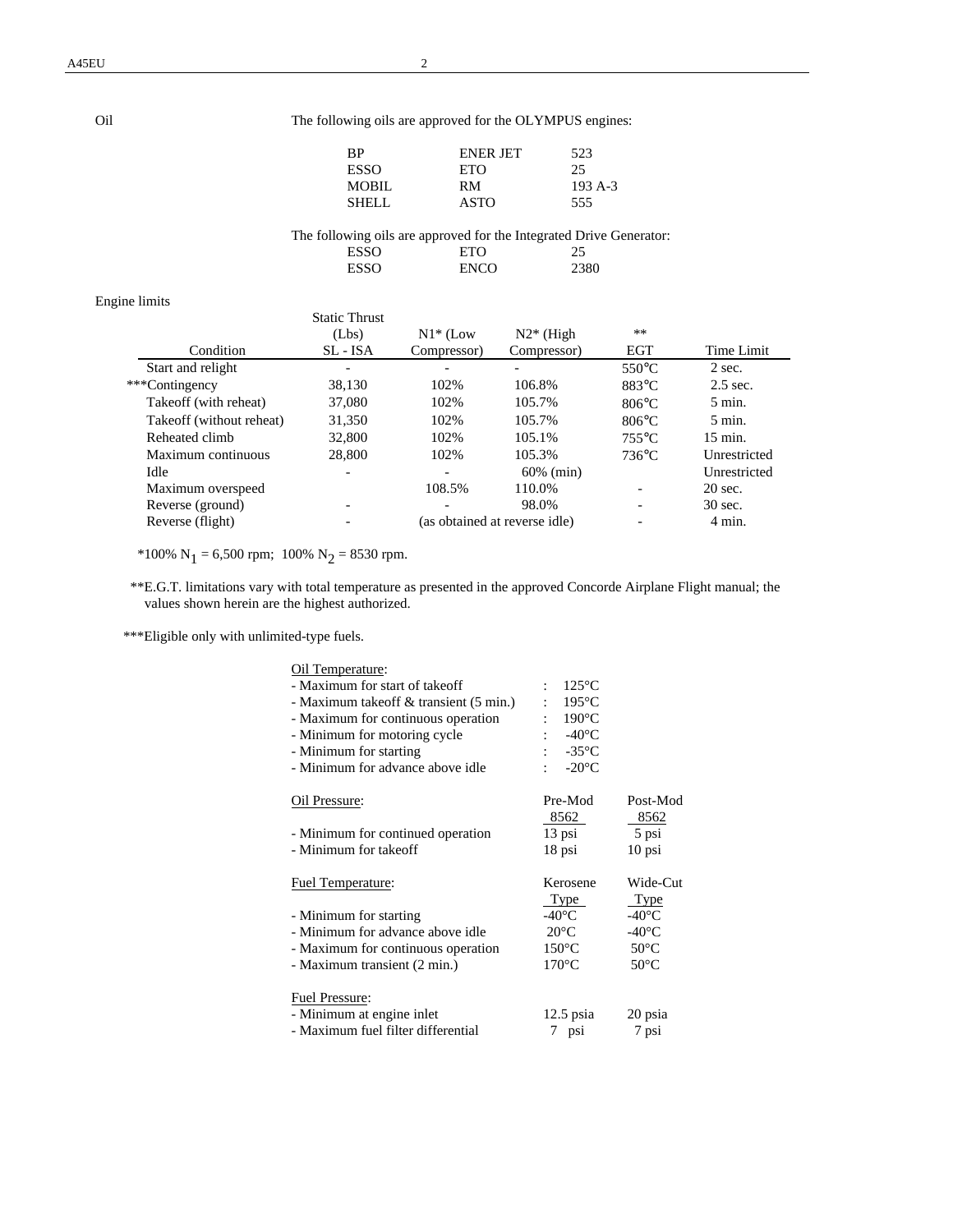Oil

The following oils are approved for the OLYMPUS engines:

| | | |
|---|---|---|
| BP | ENER JET | 523 |
| ESSO | ETO | 25 |
| MOBIL | RM | 193 A-3 |
| SHELL | ASTO | 555 |

The following oils are approved for the Integrated Drive Generator:

| | | |
|---|---|---|
| ESSO | ETO | 25 |
| ESSO | ENCO | 2380 |

Engine limits

| Condition | Static Thrust (Lbs) SL - ISA | N1* (Low Compressor) | N2* (High Compressor) | ** EGT | Time Limit |
|---|---|---|---|---|---|
| Start and relight | - | - | - | 550°C | 2 sec. |
| ***Contingency | 38,130 | 102% | 106.8% | 883°C | 2.5 sec. |
| Takeoff (with reheat) | 37,080 | 102% | 105.7% | 806°C | 5 min. |
| Takeoff (without reheat) | 31,350 | 102% | 105.7% | 806°C | 5 min. |
| Reheated climb | 32,800 | 102% | 105.1% | 755°C | 15 min. |
| Maximum continuous | 28,800 | 102% | 105.3% | 736°C | Unrestricted |
| Idle | - | - | 60% (min) | | Unrestricted |
| Maximum overspeed | | 108.5% | 110.0% | - | 20 sec. |
| Reverse (ground) | - | - | 98.0% | - | 30 sec. |
| Reverse (flight) | - | (as obtained at reverse idle) | | - | 4 min. |

*100% $N_1$ = 6,500 rpm; 100% $N_2$ = 8530 rpm.

**E.G.T. limitations vary with total temperature as presented in the approved Concorde Airplane Flight manual; the values shown herein are the highest authorized.

***Eligible only with unlimited-type fuels.

Oil Temperature:

- Maximum for start of takeoff : 125°C
- Maximum takeoff & transient (5 min.) : 195°C
- Maximum for continuous operation : 190°C
- Minimum for motoring cycle : -40°C
- Minimum for starting : -35°C
- Minimum for advance above idle : -20°C

| Oil Pressure: | Pre-Mod 8562 | Post-Mod 8562 |
|---|---|---|
| - Minimum for continued operation | 13 psi | 5 psi |
| - Minimum for takeoff | 18 psi | 10 psi |

| Fuel Temperature: | Kerosene Type | Wide-Cut Type |
|---|---|---|
| - Minimum for starting | -40°C | -40°C |
| - Minimum for advance above idle | 20°C | -40°C |
| - Maximum for continuous operation | 150°C | 50°C |
| - Maximum transient (2 min.) | 170°C | 50°C |

| Fuel Pressure: | | |
|---|---|---|
| - Minimum at engine inlet | 12.5 psia | 20 psia |
| - Maximum fuel filter differential | 7 psi | 7 psi |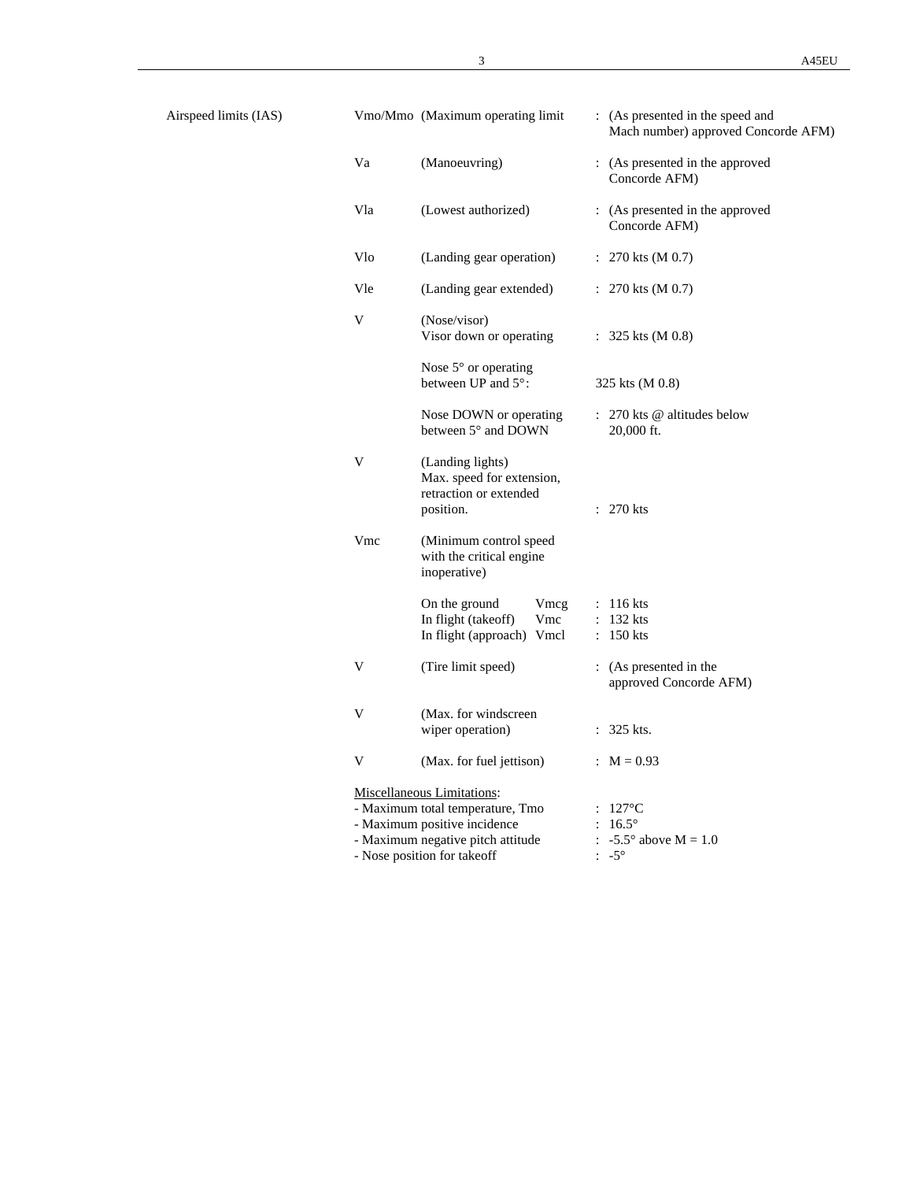| Airspeed limits (IAS) | | | |
|---|---|---|---|
| | Vmo/Mmo | (Maximum operating limit | : (As presented in the speed and Mach number) approved Concorde AFM) |
| | Va | (Manoeuvring) | : (As presented in the approved Concorde AFM) |
| | Vla | (Lowest authorized) | : (As presented in the approved Concorde AFM) |
| | Vlo | (Landing gear operation) | : 270 kts (M 0.7) |
| | Vle | (Landing gear extended) | : 270 kts (M 0.7) |
| | V | (Nose/visor) Visor down or operating | : 325 kts (M 0.8) |
| | | Nose 5° or operating between UP and 5°: | 325 kts (M 0.8) |
| | | Nose DOWN or operating between 5° and DOWN | : 270 kts @ altitudes below 20,000 ft. |
| | V | (Landing lights) Max. speed for extension, retraction or extended position. | : 270 kts |
| | Vmc | (Minimum control speed with the critical engine inoperative) | |
| | | On the ground Vmcg | : 116 kts |
| | | In flight (takeoff) Vmc | : 132 kts |
| | | In flight (approach) Vmcl | : 150 kts |
| | V | (Tire limit speed) | : (As presented in the approved Concorde AFM) |
| | V | (Max. for windscreen wiper operation) | : 325 kts. |
| | V | (Max. for fuel jettison) | : M = 0.93 |

<u>Miscellaneous Limitations</u>:

| | |
|---|---|
| - Maximum total temperature, Tmo | : 127°C |
| - Maximum positive incidence | : 16.5° |
| - Maximum negative pitch attitude | : -5.5° above M = 1.0 |
| - Nose position for takeoff | : -5° |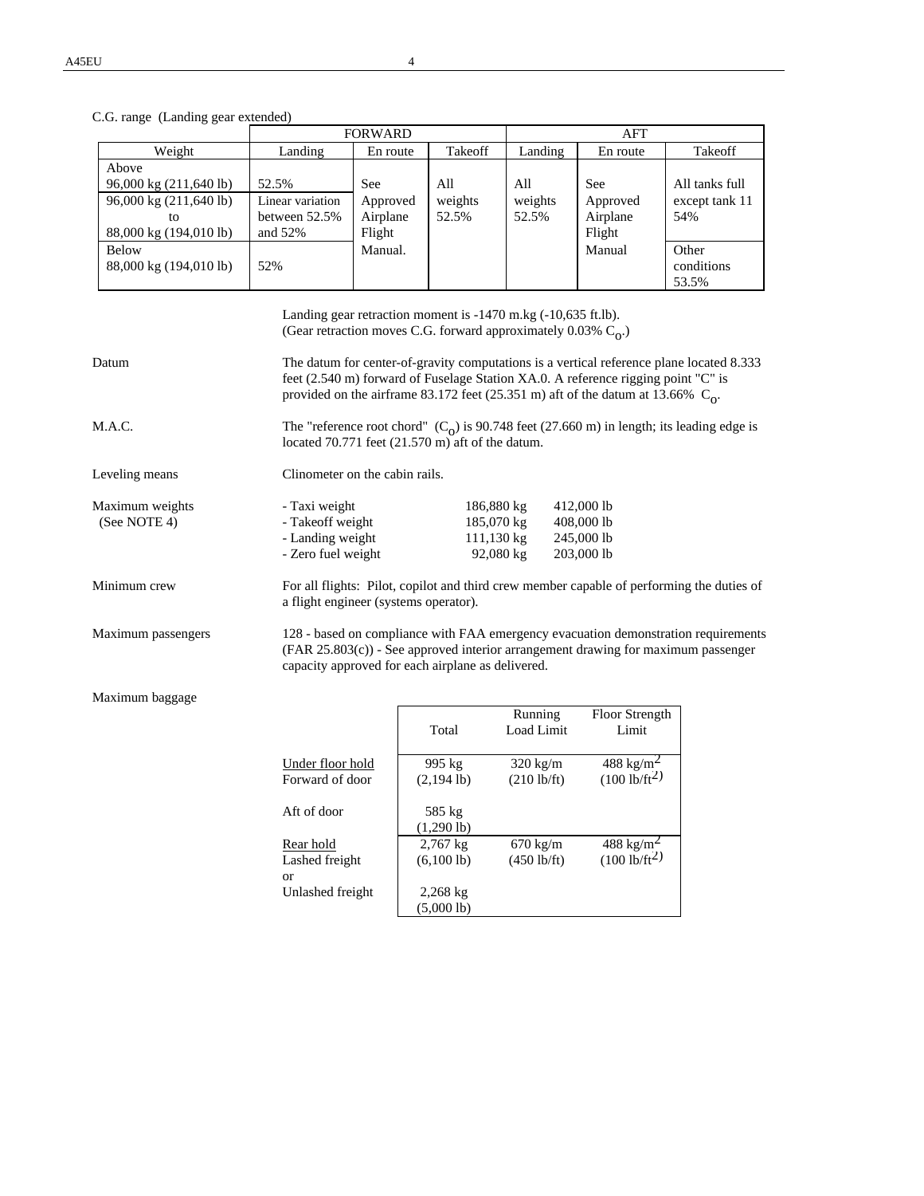C.G. range (Landing gear extended)

| Weight | FORWARD | | | AFT | | |
|---|---|---|---|---|---|---|
| | Landing | En route | Takeoff | Landing | En route | Takeoff |
| Above 96,000 kg (211,640 lb) | 52.5% | See Approved Airplane Flight Manual. | All weights 52.5% | All weights 52.5% | See Approved Airplane Flight Manual | All tanks full except tank 11 54% |
| 96,000 kg (211,640 lb) to 88,000 kg (194,010 lb) | Linear variation between 52.5% and 52% | | | | | |
| Below 88,000 kg (194,010 lb) | 52% | | | | | Other conditions 53.5% |

Landing gear retraction moment is -1470 m.kg (-10,635 ft.lb).
(Gear retraction moves C.G. forward approximately 0.03% $C_o$.)

Datum — The datum for center-of-gravity computations is a vertical reference plane located 8.333 feet (2.540 m) forward of Fuselage Station XA.0. A reference rigging point "C" is provided on the airframe 83.172 feet (25.351 m) aft of the datum at 13.66% $C_o$.

M.A.C. — The "reference root chord" ($C_o$) is 90.748 feet (27.660 m) in length; its leading edge is located 70.771 feet (21.570 m) aft of the datum.

Leveling means — Clinometer on the cabin rails.

Maximum weights (See NOTE 4)

| | | |
|---|---|---|
| - Taxi weight | 186,880 kg | 412,000 lb |
| - Takeoff weight | 185,070 kg | 408,000 lb |
| - Landing weight | 111,130 kg | 245,000 lb |
| - Zero fuel weight | 92,080 kg | 203,000 lb |

Minimum crew — For all flights: Pilot, copilot and third crew member capable of performing the duties of a flight engineer (systems operator).

Maximum passengers — 128 - based on compliance with FAA emergency evacuation demonstration requirements (FAR 25.803(c)) - See approved interior arrangement drawing for maximum passenger capacity approved for each airplane as delivered.

Maximum baggage

| | Total | Running Load Limit | Floor Strength Limit |
|---|---|---|---|
| Under floor hold Forward of door | 995 kg (2,194 lb) | 320 kg/m (210 lb/ft) | 488 kg/m$^2$ (100 lb/ft$^2$) |
| Aft of door | 585 kg (1,290 lb) | | |
| Rear hold Lashed freight or | 2,767 kg (6,100 lb) | 670 kg/m (450 lb/ft) | 488 kg/m$^2$ (100 lb/ft$^2$) |
| Unlashed freight | 2,268 kg (5,000 lb) | | |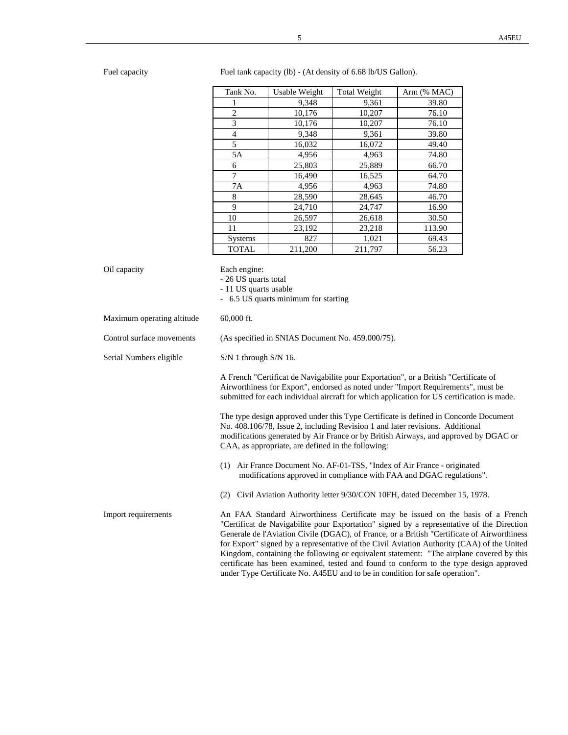Fuel capacity

Fuel tank capacity (lb) - (At density of 6.68 lb/US Gallon).

| Tank No. | Usable Weight | Total Weight | Arm (% MAC) |
|---|---|---|---|
| 1 | 9,348 | 9,361 | 39.80 |
| 2 | 10,176 | 10,207 | 76.10 |
| 3 | 10,176 | 10,207 | 76.10 |
| 4 | 9,348 | 9,361 | 39.80 |
| 5 | 16,032 | 16,072 | 49.40 |
| 5A | 4,956 | 4,963 | 74.80 |
| 6 | 25,803 | 25,889 | 66.70 |
| 7 | 16,490 | 16,525 | 64.70 |
| 7A | 4,956 | 4,963 | 74.80 |
| 8 | 28,590 | 28,645 | 46.70 |
| 9 | 24,710 | 24,747 | 16.90 |
| 10 | 26,597 | 26,618 | 30.50 |
| 11 | 23,192 | 23,218 | 113.90 |
| Systems | 827 | 1,021 | 69.43 |
| TOTAL | 211,200 | 211,797 | 56.23 |

Oil capacity

Each engine:
- 26 US quarts total
- 11 US quarts usable
- 6.5 US quarts minimum for starting

Maximum operating altitude

60,000 ft.

Control surface movements

(As specified in SNIAS Document No. 459.000/75).

Serial Numbers eligible

S/N 1 through S/N 16.

A French "Certificat de Navigabilite pour Exportation", or a British "Certificate of Airworthiness for Export", endorsed as noted under "Import Requirements", must be submitted for each individual aircraft for which application for US certification is made.

The type design approved under this Type Certificate is defined in Concorde Document No. 408.106/78, Issue 2, including Revision 1 and later revisions. Additional modifications generated by Air France or by British Airways, and approved by DGAC or CAA, as appropriate, are defined in the following:

(1) Air France Document No. AF-01-TSS, "Index of Air France - originated modifications approved in compliance with FAA and DGAC regulations".

(2) Civil Aviation Authority letter 9/30/CON 10FH, dated December 15, 1978.

Import requirements

An FAA Standard Airworthiness Certificate may be issued on the basis of a French "Certificat de Navigabilite pour Exportation" signed by a representative of the Direction Generale de l'Aviation Civile (DGAC), of France, or a British "Certificate of Airworthiness for Export" signed by a representative of the Civil Aviation Authority (CAA) of the United Kingdom, containing the following or equivalent statement: "The airplane covered by this certificate has been examined, tested and found to conform to the type design approved under Type Certificate No. A45EU and to be in condition for safe operation".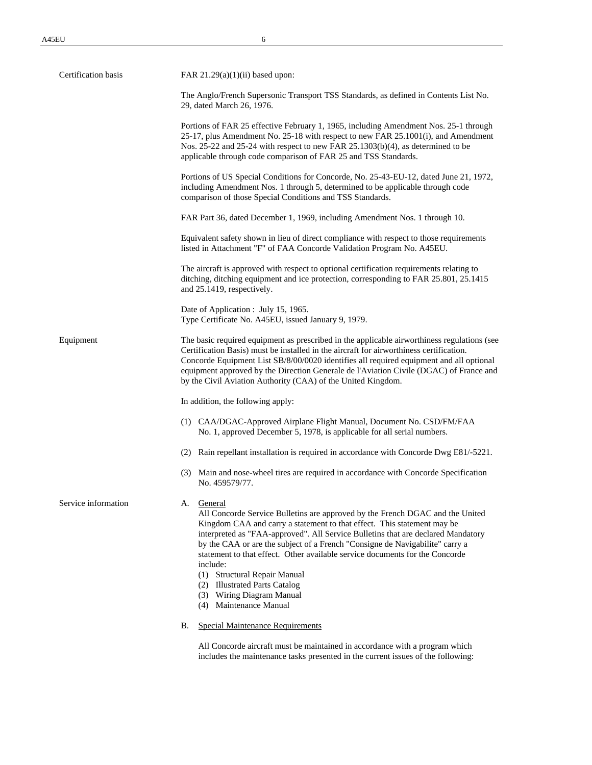**Certification basis**

FAR 21.29(a)(1)(ii) based upon:

The Anglo/French Supersonic Transport TSS Standards, as defined in Contents List No. 29, dated March 26, 1976.

Portions of FAR 25 effective February 1, 1965, including Amendment Nos. 25-1 through 25-17, plus Amendment No. 25-18 with respect to new FAR 25.1001(i), and Amendment Nos. 25-22 and 25-24 with respect to new FAR 25.1303(b)(4), as determined to be applicable through code comparison of FAR 25 and TSS Standards.

Portions of US Special Conditions for Concorde, No. 25-43-EU-12, dated June 21, 1972, including Amendment Nos. 1 through 5, determined to be applicable through code comparison of those Special Conditions and TSS Standards.

FAR Part 36, dated December 1, 1969, including Amendment Nos. 1 through 10.

Equivalent safety shown in lieu of direct compliance with respect to those requirements listed in Attachment "F" of FAA Concorde Validation Program No. A45EU.

The aircraft is approved with respect to optional certification requirements relating to ditching, ditching equipment and ice protection, corresponding to FAR 25.801, 25.1415 and 25.1419, respectively.

Date of Application : July 15, 1965.
Type Certificate No. A45EU, issued January 9, 1979.

**Equipment**

The basic required equipment as prescribed in the applicable airworthiness regulations (see Certification Basis) must be installed in the aircraft for airworthiness certification. Concorde Equipment List SB/8/00/0020 identifies all required equipment and all optional equipment approved by the Direction Generale de l'Aviation Civile (DGAC) of France and by the Civil Aviation Authority (CAA) of the United Kingdom.

In addition, the following apply:

(1) CAA/DGAC-Approved Airplane Flight Manual, Document No. CSD/FM/FAA No. 1, approved December 5, 1978, is applicable for all serial numbers.

(2) Rain repellant installation is required in accordance with Concorde Dwg E81/-5221.

(3) Main and nose-wheel tires are required in accordance with Concorde Specification No. 459579/77.

**Service information**

A. General
All Concorde Service Bulletins are approved by the French DGAC and the United Kingdom CAA and carry a statement to that effect. This statement may be interpreted as "FAA-approved". All Service Bulletins that are declared Mandatory by the CAA or are the subject of a French "Consigne de Navigabilite" carry a statement to that effect. Other available service documents for the Concorde include:
(1) Structural Repair Manual
(2) Illustrated Parts Catalog
(3) Wiring Diagram Manual
(4) Maintenance Manual

B. Special Maintenance Requirements

All Concorde aircraft must be maintained in accordance with a program which includes the maintenance tasks presented in the current issues of the following: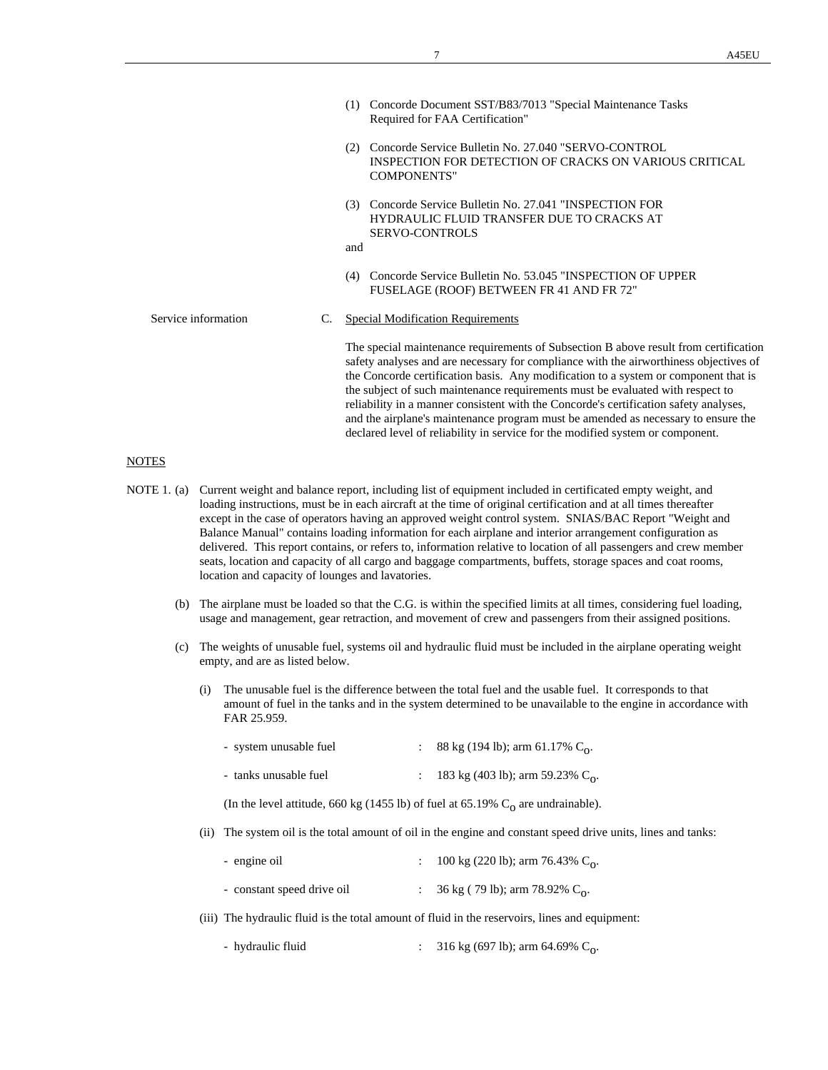(1) Concorde Document SST/B83/7013 "Special Maintenance Tasks Required for FAA Certification"

(2) Concorde Service Bulletin No. 27.040 "SERVO-CONTROL INSPECTION FOR DETECTION OF CRACKS ON VARIOUS CRITICAL COMPONENTS"

(3) Concorde Service Bulletin No. 27.041 "INSPECTION FOR HYDRAULIC FLUID TRANSFER DUE TO CRACKS AT SERVO-CONTROLS

and

(4) Concorde Service Bulletin No. 53.045 "INSPECTION OF UPPER FUSELAGE (ROOF) BETWEEN FR 41 AND FR 72"

Service information

C. Special Modification Requirements

The special maintenance requirements of Subsection B above result from certification safety analyses and are necessary for compliance with the airworthiness objectives of the Concorde certification basis. Any modification to a system or component that is the subject of such maintenance requirements must be evaluated with respect to reliability in a manner consistent with the Concorde's certification safety analyses, and the airplane's maintenance program must be amended as necessary to ensure the declared level of reliability in service for the modified system or component.

## NOTES

NOTE 1. (a) Current weight and balance report, including list of equipment included in certificated empty weight, and loading instructions, must be in each aircraft at the time of original certification and at all times thereafter except in the case of operators having an approved weight control system. SNIAS/BAC Report "Weight and Balance Manual" contains loading information for each airplane and interior arrangement configuration as delivered. This report contains, or refers to, information relative to location of all passengers and crew member seats, location and capacity of all cargo and baggage compartments, buffets, storage spaces and coat rooms, location and capacity of lounges and lavatories.

(b) The airplane must be loaded so that the C.G. is within the specified limits at all times, considering fuel loading, usage and management, gear retraction, and movement of crew and passengers from their assigned positions.

(c) The weights of unusable fuel, systems oil and hydraulic fluid must be included in the airplane operating weight empty, and are as listed below.

(i) The unusable fuel is the difference between the total fuel and the usable fuel. It corresponds to that amount of fuel in the tanks and in the system determined to be unavailable to the engine in accordance with FAR 25.959.

- system unusable fuel : 88 kg (194 lb); arm 61.17% $C_o$.
- tanks unusable fuel : 183 kg (403 lb); arm 59.23% $C_o$.

(In the level attitude, 660 kg (1455 lb) of fuel at 65.19% $C_o$ are undrainable).

(ii) The system oil is the total amount of oil in the engine and constant speed drive units, lines and tanks:

- engine oil : 100 kg (220 lb); arm 76.43% $C_o$.
- constant speed drive oil : 36 kg ( 79 lb); arm 78.92% $C_o$.

(iii) The hydraulic fluid is the total amount of fluid in the reservoirs, lines and equipment:

- hydraulic fluid : 316 kg (697 lb); arm 64.69% $C_o$.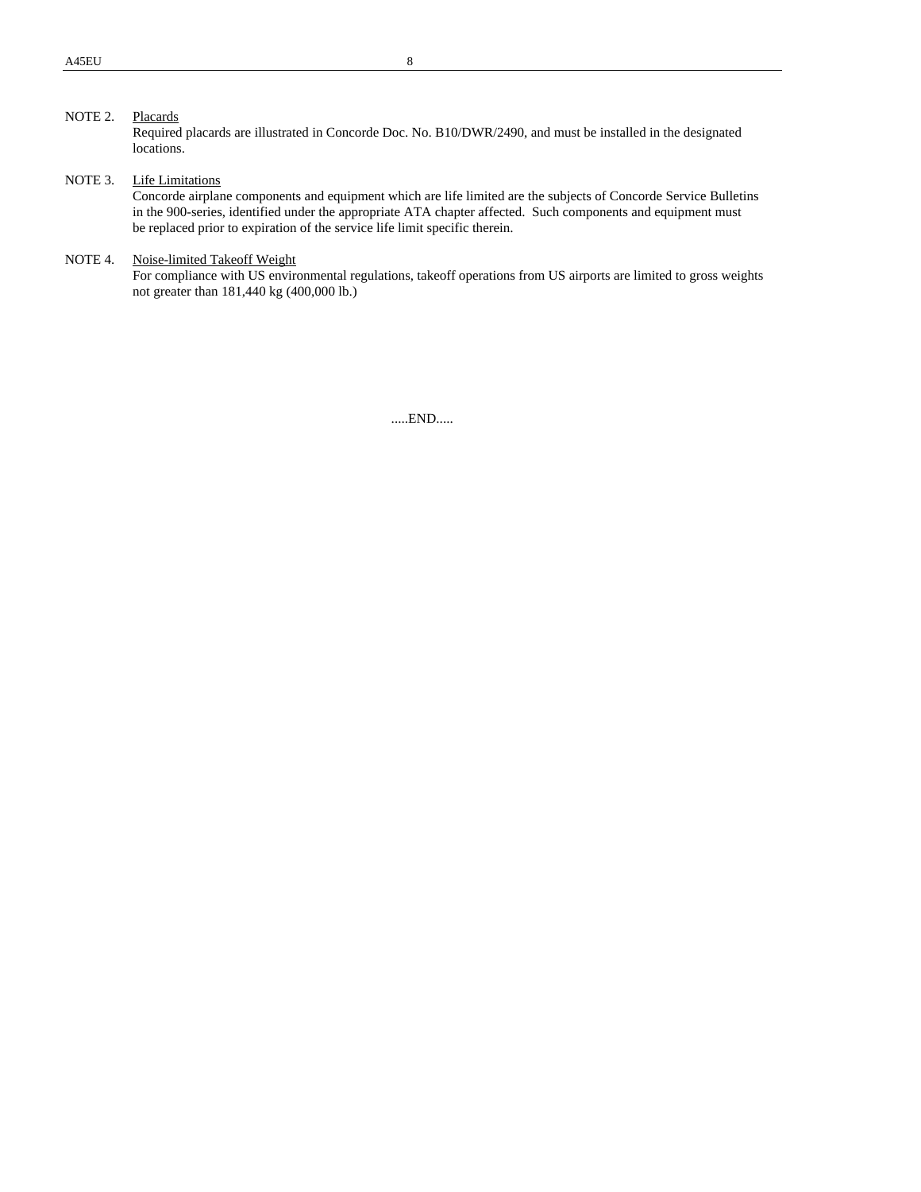NOTE 2. Placards
Required placards are illustrated in Concorde Doc. No. B10/DWR/2490, and must be installed in the designated locations.

NOTE 3. Life Limitations
Concorde airplane components and equipment which are life limited are the subjects of Concorde Service Bulletins in the 900-series, identified under the appropriate ATA chapter affected. Such components and equipment must be replaced prior to expiration of the service life limit specific therein.

NOTE 4. Noise-limited Takeoff Weight
For compliance with US environmental regulations, takeoff operations from US airports are limited to gross weights not greater than 181,440 kg (400,000 lb.)

.....END.....